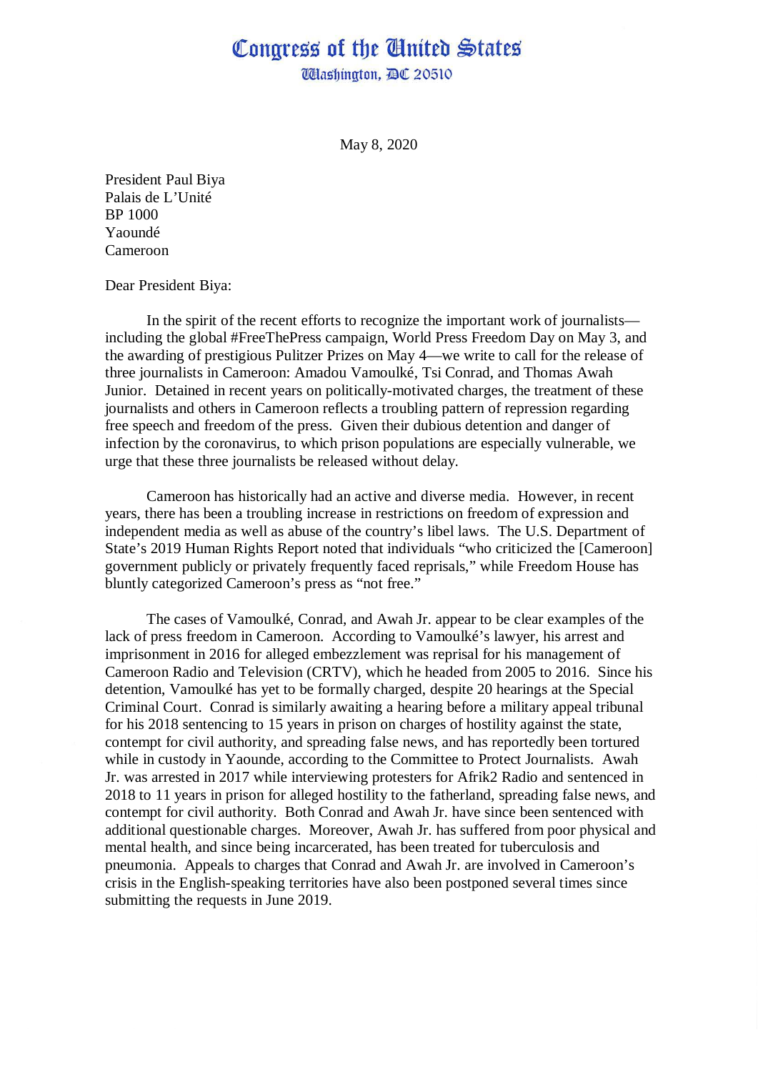# Congress of the United States

Washington, DC 20510

May 8, 2020

President Paul Biya
Palais de L'Unité
BP 1000
Yaoundé
Cameroon

Dear President Biya:

In the spirit of the recent efforts to recognize the important work of journalists—including the global #FreeThePress campaign, World Press Freedom Day on May 3, and the awarding of prestigious Pulitzer Prizes on May 4—we write to call for the release of three journalists in Cameroon: Amadou Vamoulké, Tsi Conrad, and Thomas Awah Junior. Detained in recent years on politically-motivated charges, the treatment of these journalists and others in Cameroon reflects a troubling pattern of repression regarding free speech and freedom of the press. Given their dubious detention and danger of infection by the coronavirus, to which prison populations are especially vulnerable, we urge that these three journalists be released without delay.

Cameroon has historically had an active and diverse media. However, in recent years, there has been a troubling increase in restrictions on freedom of expression and independent media as well as abuse of the country's libel laws. The U.S. Department of State's 2019 Human Rights Report noted that individuals "who criticized the [Cameroon] government publicly or privately frequently faced reprisals," while Freedom House has bluntly categorized Cameroon's press as "not free."

The cases of Vamoulké, Conrad, and Awah Jr. appear to be clear examples of the lack of press freedom in Cameroon. According to Vamoulké's lawyer, his arrest and imprisonment in 2016 for alleged embezzlement was reprisal for his management of Cameroon Radio and Television (CRTV), which he headed from 2005 to 2016. Since his detention, Vamoulké has yet to be formally charged, despite 20 hearings at the Special Criminal Court. Conrad is similarly awaiting a hearing before a military appeal tribunal for his 2018 sentencing to 15 years in prison on charges of hostility against the state, contempt for civil authority, and spreading false news, and has reportedly been tortured while in custody in Yaounde, according to the Committee to Protect Journalists. Awah Jr. was arrested in 2017 while interviewing protesters for Afrik2 Radio and sentenced in 2018 to 11 years in prison for alleged hostility to the fatherland, spreading false news, and contempt for civil authority. Both Conrad and Awah Jr. have since been sentenced with additional questionable charges. Moreover, Awah Jr. has suffered from poor physical and mental health, and since being incarcerated, has been treated for tuberculosis and pneumonia. Appeals to charges that Conrad and Awah Jr. are involved in Cameroon's crisis in the English-speaking territories have also been postponed several times since submitting the requests in June 2019.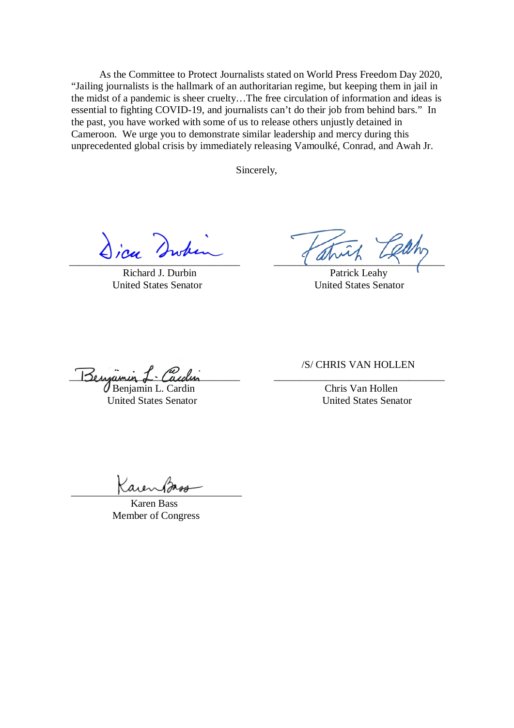As the Committee to Protect Journalists stated on World Press Freedom Day 2020, "Jailing journalists is the hallmark of an authoritarian regime, but keeping them in jail in the midst of a pandemic is sheer cruelty…The free circulation of information and ideas is essential to fighting COVID-19, and journalists can't do their job from behind bars." In the past, you have worked with some of us to release others unjustly detained in Cameroon. We urge you to demonstrate similar leadership and mercy during this unprecedented global crisis by immediately releasing Vamoulké, Conrad, and Awah Jr.

Sincerely,

Richard J. Durbin
United States Senator

Patrick Leahy
United States Senator

Benjamin L. Cardin
United States Senator

/S/ CHRIS VAN HOLLEN

Chris Van Hollen
United States Senator

Karen Bass
Member of Congress